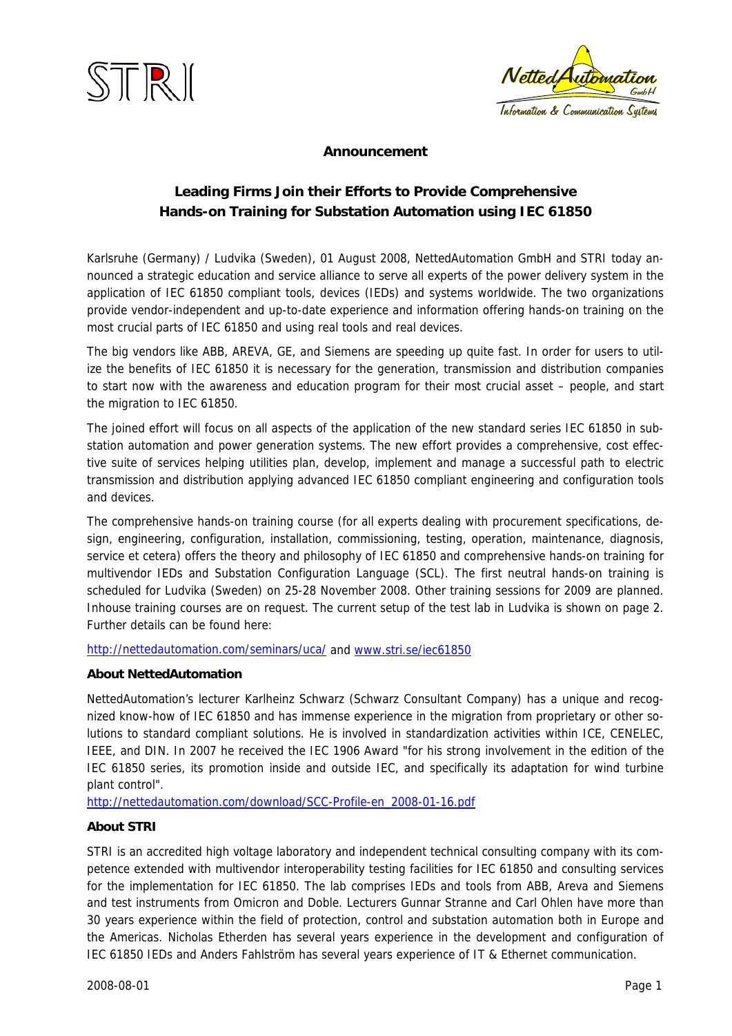**Announcement**

## Leading Firms Join their Efforts to Provide Comprehensive Hands-on Training for Substation Automation using IEC 61850

Karlsruhe (Germany) / Ludvika (Sweden), 01 August 2008, NettedAutomation GmbH and STRI today announced a strategic education and service alliance to serve all experts of the power delivery system in the application of IEC 61850 compliant tools, devices (IEDs) and systems worldwide. The two organizations provide vendor-independent and up-to-date experience and information offering hands-on training on the most crucial parts of IEC 61850 and using real tools and real devices.

The big vendors like ABB, AREVA, GE, and Siemens are speeding up quite fast. In order for users to utilize the benefits of IEC 61850 it is necessary for the generation, transmission and distribution companies to start now with the awareness and education program for their most crucial asset – people, and start the migration to IEC 61850.

The joined effort will focus on all aspects of the application of the new standard series IEC 61850 in substation automation and power generation systems. The new effort provides a comprehensive, cost effective suite of services helping utilities plan, develop, implement and manage a successful path to electric transmission and distribution applying advanced IEC 61850 compliant engineering and configuration tools and devices.

The comprehensive hands-on training course (for all experts dealing with procurement specifications, design, engineering, configuration, installation, commissioning, testing, operation, maintenance, diagnosis, service et cetera) offers the theory and philosophy of IEC 61850 and comprehensive hands-on training for multivendor IEDs and Substation Configuration Language (SCL). The first neutral hands-on training is scheduled for Ludvika (Sweden) on 25-28 November 2008. Other training sessions for 2009 are planned. Inhouse training courses are on request. The current setup of the test lab in Ludvika is shown on page 2. Further details can be found here:

http://nettedautomation.com/seminars/uca/ and www.stri.se/iec61850

### About NettedAutomation

NettedAutomation's lecturer Karlheinz Schwarz (Schwarz Consultant Company) has a unique and recognized know-how of IEC 61850 and has immense experience in the migration from proprietary or other solutions to standard compliant solutions. He is involved in standardization activities within ICE, CENELEC, IEEE, and DIN. In 2007 he received the IEC 1906 Award "for his strong involvement in the edition of the IEC 61850 series, its promotion inside and outside IEC, and specifically its adaptation for wind turbine plant control".
http://nettedautomation.com/download/SCC-Profile-en_2008-01-16.pdf

### About STRI

STRI is an accredited high voltage laboratory and independent technical consulting company with its competence extended with multivendor interoperability testing facilities for IEC 61850 and consulting services for the implementation for IEC 61850. The lab comprises IEDs and tools from ABB, Areva and Siemens and test instruments from Omicron and Doble. Lecturers Gunnar Stranne and Carl Ohlen have more than 30 years experience within the field of protection, control and substation automation both in Europe and the Americas. Nicholas Etherden has several years experience in the development and configuration of IEC 61850 IEDs and Anders Fahlström has several years experience of IT & Ethernet communication.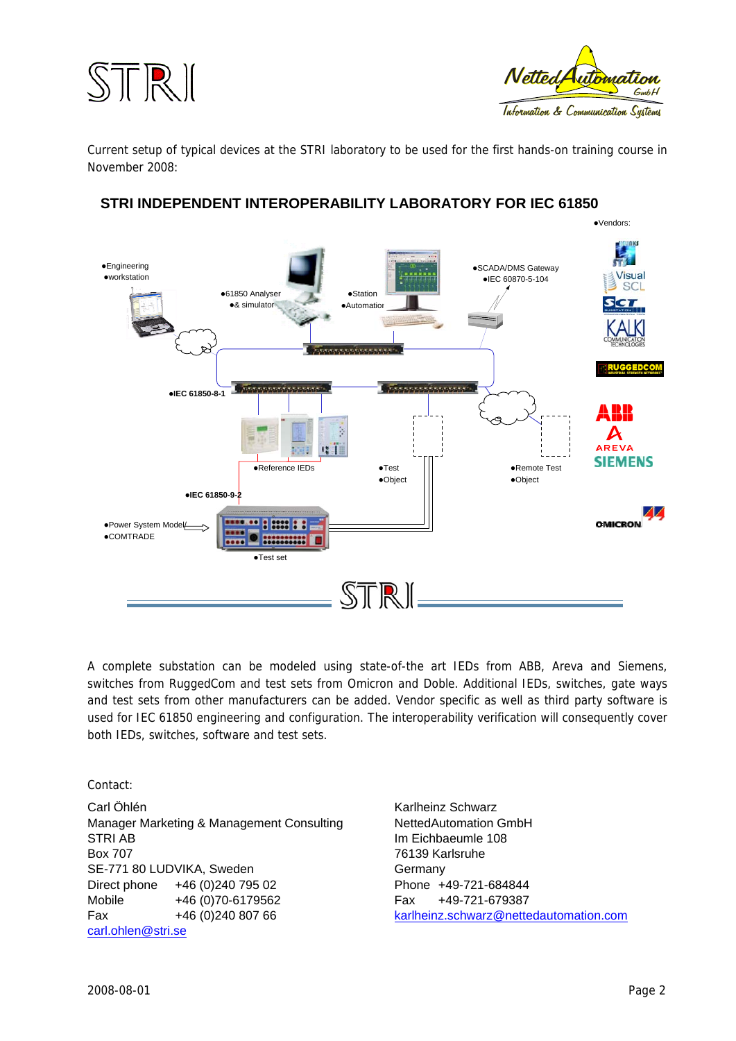Current setup of typical devices at the STRI laboratory to be used for the first hands-on training course in November 2008:

## STRI INDEPENDENT INTEROPERABILITY LABORATORY FOR IEC 61850

- Vendors:
- Engineering workstation
- 61850 Analyser & simulator
- Station Automation
- SCADA/DMS Gateway IEC 60870-5-104
- IEC 61850-8-1
- Reference IEDs
- Test Object
- Remote Test Object
- IEC 61850-9-2
- Power System Model COMTRADE
- Test set

A complete substation can be modeled using state-of-the art IEDs from ABB, Areva and Siemens, switches from RuggedCom and test sets from Omicron and Doble. Additional IEDs, switches, gate ways and test sets from other manufacturers can be added. Vendor specific as well as third party software is used for IEC 61850 engineering and configuration. The interoperability verification will consequently cover both IEDs, switches, software and test sets.

Contact:

Carl Öhlén
Manager Marketing & Management Consulting
STRI AB
Box 707
SE-771 80 LUDVIKA, Sweden
Direct phone +46 (0)240 795 02
Mobile +46 (0)70-6179562
Fax +46 (0)240 807 66
carl.ohlen@stri.se

Karlheinz Schwarz
NettedAutomation GmbH
Im Eichbaeumle 108
76139 Karlsruhe
Germany
Phone +49-721-684844
Fax +49-721-679387
karlheinz.schwarz@nettedautomation.com

2008-08-01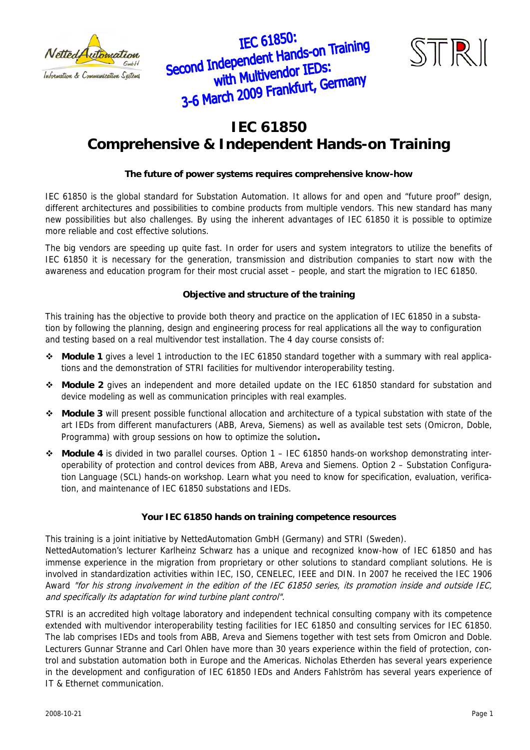# IEC 61850: Second Independent Hands-on Training with Multivendor IEDs: 3-6 March 2009 Frankfurt, Germany

# IEC 61850
# Comprehensive & Independent Hands-on Training

### The future of power systems requires comprehensive know-how

IEC 61850 is the global standard for Substation Automation. It allows for and open and "future proof" design, different architectures and possibilities to combine products from multiple vendors. This new standard has many new possibilities but also challenges. By using the inherent advantages of IEC 61850 it is possible to optimize more reliable and cost effective solutions.

The big vendors are speeding up quite fast. In order for users and system integrators to utilize the benefits of IEC 61850 it is necessary for the generation, transmission and distribution companies to start now with the awareness and education program for their most crucial asset – people, and start the migration to IEC 61850.

### Objective and structure of the training

This training has the objective to provide both theory and practice on the application of IEC 61850 in a substation by following the planning, design and engineering process for real applications all the way to configuration and testing based on a real multivendor test installation. The 4 day course consists of:

- **Module 1** gives a level 1 introduction to the IEC 61850 standard together with a summary with real applications and the demonstration of STRI facilities for multivendor interoperability testing.
- **Module 2** gives an independent and more detailed update on the IEC 61850 standard for substation and device modeling as well as communication principles with real examples.
- **Module 3** will present possible functional allocation and architecture of a typical substation with state of the art IEDs from different manufacturers (ABB, Areva, Siemens) as well as available test sets (Omicron, Doble, Programma) with group sessions on how to optimize the solution**.**
- **Module 4** is divided in two parallel courses. Option 1 – IEC 61850 hands-on workshop demonstrating interoperability of protection and control devices from ABB, Areva and Siemens. Option 2 – Substation Configuration Language (SCL) hands-on workshop. Learn what you need to know for specification, evaluation, verification, and maintenance of IEC 61850 substations and IEDs.

### Your IEC 61850 hands on training competence resources

This training is a joint initiative by NettedAutomation GmbH (Germany) and STRI (Sweden).
NettedAutomation's lecturer Karlheinz Schwarz has a unique and recognized know-how of IEC 61850 and has immense experience in the migration from proprietary or other solutions to standard compliant solutions. He is involved in standardization activities within IEC, ISO, CENELEC, IEEE and DIN. In 2007 he received the IEC 1906 Award *"for his strong involvement in the edition of the IEC 61850 series, its promotion inside and outside IEC, and specifically its adaptation for wind turbine plant control"*.

STRI is an accredited high voltage laboratory and independent technical consulting company with its competence extended with multivendor interoperability testing facilities for IEC 61850 and consulting services for IEC 61850. The lab comprises IEDs and tools from ABB, Areva and Siemens together with test sets from Omicron and Doble. Lecturers Gunnar Stranne and Carl Ohlen have more than 30 years experience within the field of protection, control and substation automation both in Europe and the Americas. Nicholas Etherden has several years experience in the development and configuration of IEC 61850 IEDs and Anders Fahlström has several years experience of IT & Ethernet communication.

2008-10-21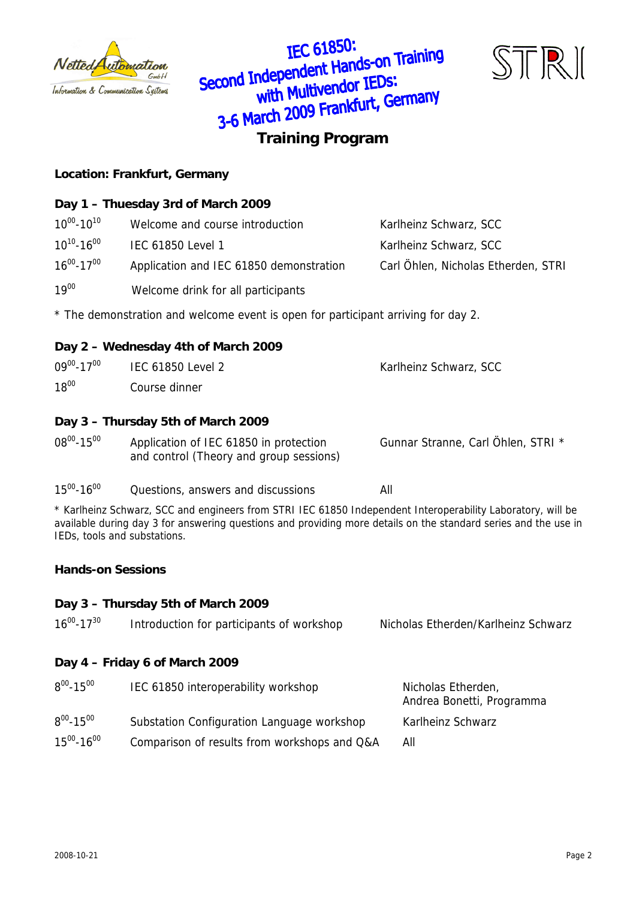# IEC 61850: Second Independent Hands-on Training with Multivendor IEDs: 3-6 March 2009 Frankfurt, Germany

## Training Program

**Location: Frankfurt, Germany**

### Day 1 – Thuesday 3rd of March 2009

| | | |
|---|---|---|
| $10^{00}$-$10^{10}$ | Welcome and course introduction | Karlheinz Schwarz, SCC |
| $10^{10}$-$16^{00}$ | IEC 61850 Level 1 | Karlheinz Schwarz, SCC |
| $16^{00}$-$17^{00}$ | Application and IEC 61850 demonstration | Carl Öhlen, Nicholas Etherden, STRI |
| $19^{00}$ | Welcome drink for all participants | |

* The demonstration and welcome event is open for participant arriving for day 2.

### Day 2 – Wednesday 4th of March 2009

| | | |
|---|---|---|
| $09^{00}$-$17^{00}$ | IEC 61850 Level 2 | Karlheinz Schwarz, SCC |
| $18^{00}$ | Course dinner | |

### Day 3 – Thursday 5th of March 2009

| | | |
|---|---|---|
| $08^{00}$-$15^{00}$ | Application of IEC 61850 in protection and control (Theory and group sessions) | Gunnar Stranne, Carl Öhlen, STRI * |
| $15^{00}$-$16^{00}$ | Questions, answers and discussions | All |

* Karlheinz Schwarz, SCC and engineers from STRI IEC 61850 Independent Interoperability Laboratory, will be available during day 3 for answering questions and providing more details on the standard series and the use in IEDs, tools and substations.

**Hands-on Sessions**

### Day 3 – Thursday 5th of March 2009

| | | |
|---|---|---|
| $16^{00}$-$17^{30}$ | Introduction for participants of workshop | Nicholas Etherden/Karlheinz Schwarz |

### Day 4 – Friday 6 of March 2009

| | | |
|---|---|---|
| $8^{00}$-$15^{00}$ | IEC 61850 interoperability workshop | Nicholas Etherden, Andrea Bonetti, Programma |
| $8^{00}$-$15^{00}$ | Substation Configuration Language workshop | Karlheinz Schwarz |
| $15^{00}$-$16^{00}$ | Comparison of results from workshops and Q&A | All |

2008-10-21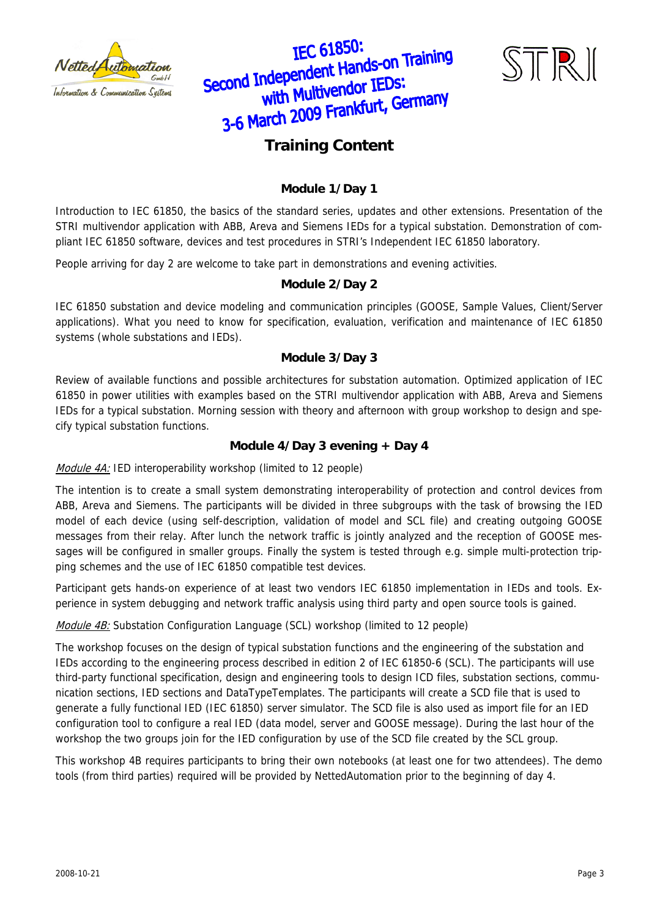# IEC 61850: Second Independent Hands-on Training with Multivendor IEDs: 3-6 March 2009 Frankfurt, Germany

## Training Content

### Module 1/Day 1

Introduction to IEC 61850, the basics of the standard series, updates and other extensions. Presentation of the STRI multivendor application with ABB, Areva and Siemens IEDs for a typical substation. Demonstration of compliant IEC 61850 software, devices and test procedures in STRI's Independent IEC 61850 laboratory.

People arriving for day 2 are welcome to take part in demonstrations and evening activities.

### Module 2/Day 2

IEC 61850 substation and device modeling and communication principles (GOOSE, Sample Values, Client/Server applications). What you need to know for specification, evaluation, verification and maintenance of IEC 61850 systems (whole substations and IEDs).

### Module 3/Day 3

Review of available functions and possible architectures for substation automation. Optimized application of IEC 61850 in power utilities with examples based on the STRI multivendor application with ABB, Areva and Siemens IEDs for a typical substation. Morning session with theory and afternoon with group workshop to design and specify typical substation functions.

### Module 4/Day 3 evening + Day 4

*Module 4A:* IED interoperability workshop (limited to 12 people)

The intention is to create a small system demonstrating interoperability of protection and control devices from ABB, Areva and Siemens. The participants will be divided in three subgroups with the task of browsing the IED model of each device (using self-description, validation of model and SCL file) and creating outgoing GOOSE messages from their relay. After lunch the network traffic is jointly analyzed and the reception of GOOSE messages will be configured in smaller groups. Finally the system is tested through e.g. simple multi-protection tripping schemes and the use of IEC 61850 compatible test devices.

Participant gets hands-on experience of at least two vendors IEC 61850 implementation in IEDs and tools. Experience in system debugging and network traffic analysis using third party and open source tools is gained.

*Module 4B:* Substation Configuration Language (SCL) workshop (limited to 12 people)

The workshop focuses on the design of typical substation functions and the engineering of the substation and IEDs according to the engineering process described in edition 2 of IEC 61850-6 (SCL). The participants will use third-party functional specification, design and engineering tools to design ICD files, substation sections, communication sections, IED sections and DataTypeTemplates. The participants will create a SCD file that is used to generate a fully functional IED (IEC 61850) server simulator. The SCD file is also used as import file for an IED configuration tool to configure a real IED (data model, server and GOOSE message). During the last hour of the workshop the two groups join for the IED configuration by use of the SCD file created by the SCL group.

This workshop 4B requires participants to bring their own notebooks (at least one for two attendees). The demo tools (from third parties) required will be provided by NettedAutomation prior to the beginning of day 4.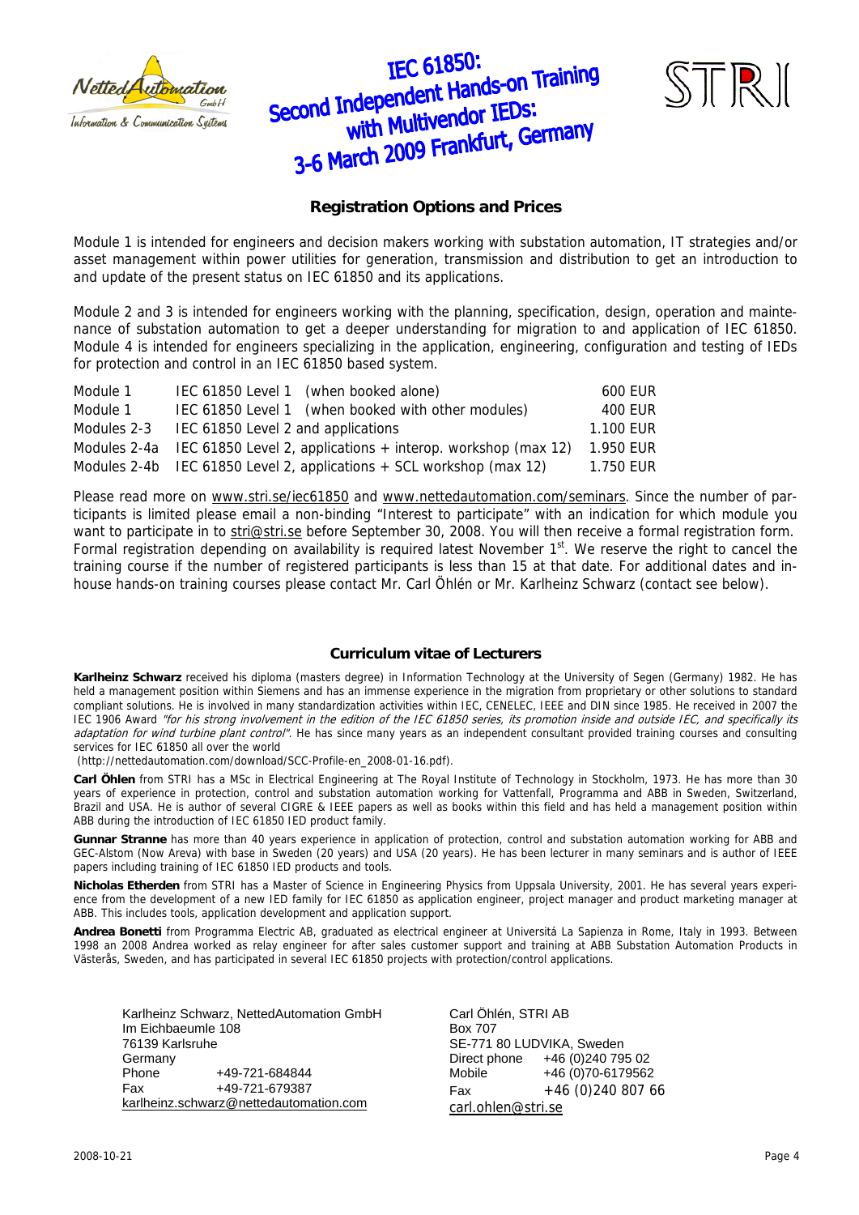# IEC 61850: Second Independent Hands-on Training with Multivendor IEDs: 3-6 March 2009 Frankfurt, Germany

## Registration Options and Prices

Module 1 is intended for engineers and decision makers working with substation automation, IT strategies and/or asset management within power utilities for generation, transmission and distribution to get an introduction to and update of the present status on IEC 61850 and its applications.

Module 2 and 3 is intended for engineers working with the planning, specification, design, operation and maintenance of substation automation to get a deeper understanding for migration to and application of IEC 61850. Module 4 is intended for engineers specializing in the application, engineering, configuration and testing of IEDs for protection and control in an IEC 61850 based system.

| | | |
|---|---|---|
| Module 1 | IEC 61850 Level 1 (when booked alone) | 600 EUR |
| Module 1 | IEC 61850 Level 1 (when booked with other modules) | 400 EUR |
| Modules 2-3 | IEC 61850 Level 2 and applications | 1.100 EUR |
| Modules 2-4a | IEC 61850 Level 2, applications + interop. workshop (max 12) | 1.950 EUR |
| Modules 2-4b | IEC 61850 Level 2, applications + SCL workshop (max 12) | 1.750 EUR |

Please read more on www.stri.se/iec61850 and www.nettedautomation.com/seminars. Since the number of participants is limited please email a non-binding "Interest to participate" with an indication for which module you want to participate in to stri@stri.se before September 30, 2008. You will then receive a formal registration form. Formal registration depending on availability is required latest November 1st. We reserve the right to cancel the training course if the number of registered participants is less than 15 at that date. For additional dates and in-house hands-on training courses please contact Mr. Carl Öhlén or Mr. Karlheinz Schwarz (contact see below).

## Curriculum vitae of Lecturers

**Karlheinz Schwarz** received his diploma (masters degree) in Information Technology at the University of Segen (Germany) 1982. He has held a management position within Siemens and has an immense experience in the migration from proprietary or other solutions to standard compliant solutions. He is involved in many standardization activities within IEC, CENELEC, IEEE and DIN since 1985. He received in 2007 the IEC 1906 Award *"for his strong involvement in the edition of the IEC 61850 series, its promotion inside and outside IEC, and specifically its adaptation for wind turbine plant control"*. He has since many years as an independent consultant provided training courses and consulting services for IEC 61850 all over the world (http://nettedautomation.com/download/SCC-Profile-en_2008-01-16.pdf).

**Carl Öhlen** from STRI has a MSc in Electrical Engineering at The Royal Institute of Technology in Stockholm, 1973. He has more than 30 years of experience in protection, control and substation automation working for Vattenfall, Programma and ABB in Sweden, Switzerland, Brazil and USA. He is author of several CIGRE & IEEE papers as well as books within this field and has held a management position within ABB during the introduction of IEC 61850 IED product family.

**Gunnar Stranne** has more than 40 years experience in application of protection, control and substation automation working for ABB and GEC-Alstom (Now Areva) with base in Sweden (20 years) and USA (20 years). He has been lecturer in many seminars and is author of IEEE papers including training of IEC 61850 IED products and tools.

**Nicholas Etherden** from STRI has a Master of Science in Engineering Physics from Uppsala University, 2001. He has several years experience from the development of a new IED family for IEC 61850 as application engineer, project manager and product marketing manager at ABB. This includes tools, application development and application support.

**Andrea Bonetti** from Programma Electric AB, graduated as electrical engineer at Universitá La Sapienza in Rome, Italy in 1993. Between 1998 an 2008 Andrea worked as relay engineer for after sales customer support and training at ABB Substation Automation Products in Västerås, Sweden, and has participated in several IEC 61850 projects with protection/control applications.

Karlheinz Schwarz, NettedAutomation GmbH
Im Eichbaeumle 108
76139 Karlsruhe
Germany
Phone +49-721-684844
Fax +49-721-679387
karlheinz.schwarz@nettedautomation.com

Carl Öhlén, STRI AB
Box 707
SE-771 80 LUDVIKA, Sweden
Direct phone +46 (0)240 795 02
Mobile +46 (0)70-6179562
Fax +46 (0)240 807 66
carl.ohlen@stri.se

2008-10-21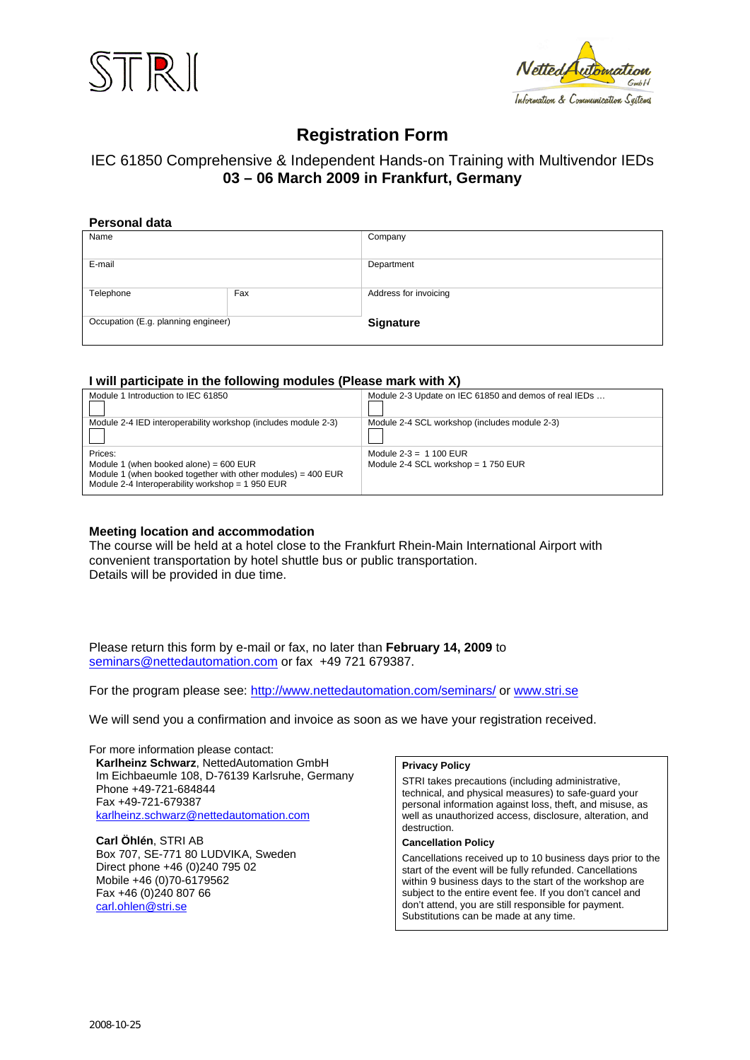# Registration Form

IEC 61850 Comprehensive & Independent Hands-on Training with Multivendor IEDs
**03 – 06 March 2009 in Frankfurt, Germany**

**Personal data**

| | | |
|---|---|---|
| Name | | Company |
| E-mail | | Department |
| Telephone | Fax | Address for invoicing |
| Occupation (E.g. planning engineer) | | **Signature** |

**I will participate in the following modules (Please mark with X)**

| | |
|---|---|
| Module 1 Introduction to IEC 61850 ☐ | Module 2-3 Update on IEC 61850 and demos of real IEDs … ☐ |
| Module 2-4 IED interoperability workshop (includes module 2-3) ☐ | Module 2-4 SCL workshop (includes module 2-3) ☐ |
| Prices:<br>Module 1 (when booked alone) = 600 EUR<br>Module 1 (when booked together with other modules) = 400 EUR<br>Module 2-4 Interoperability workshop = 1 950 EUR | Module 2-3 = 1 100 EUR<br>Module 2-4 SCL workshop = 1 750 EUR |

**Meeting location and accommodation**

The course will be held at a hotel close to the Frankfurt Rhein-Main International Airport with convenient transportation by hotel shuttle bus or public transportation.
Details will be provided in due time.

Please return this form by e-mail or fax, no later than **February 14, 2009** to seminars@nettedautomation.com or fax +49 721 679387.

For the program please see: http://www.nettedautomation.com/seminars/ or www.stri.se

We will send you a confirmation and invoice as soon as we have your registration received.

For more information please contact:

**Karlheinz Schwarz**, NettedAutomation GmbH
Im Eichbaeumle 108, D-76139 Karlsruhe, Germany
Phone +49-721-684844
Fax +49-721-679387
karlheinz.schwarz@nettedautomation.com

**Carl Öhlén**, STRI AB
Box 707, SE-771 80 LUDVIKA, Sweden
Direct phone +46 (0)240 795 02
Mobile +46 (0)70-6179562
Fax +46 (0)240 807 66
carl.ohlen@stri.se

**Privacy Policy**

STRI takes precautions (including administrative, technical, and physical measures) to safe-guard your personal information against loss, theft, and misuse, as well as unauthorized access, disclosure, alteration, and destruction.

**Cancellation Policy**

Cancellations received up to 10 business days prior to the start of the event will be fully refunded. Cancellations within 9 business days to the start of the workshop are subject to the entire event fee. If you don't cancel and don't attend, you are still responsible for payment. Substitutions can be made at any time.

2008-10-25